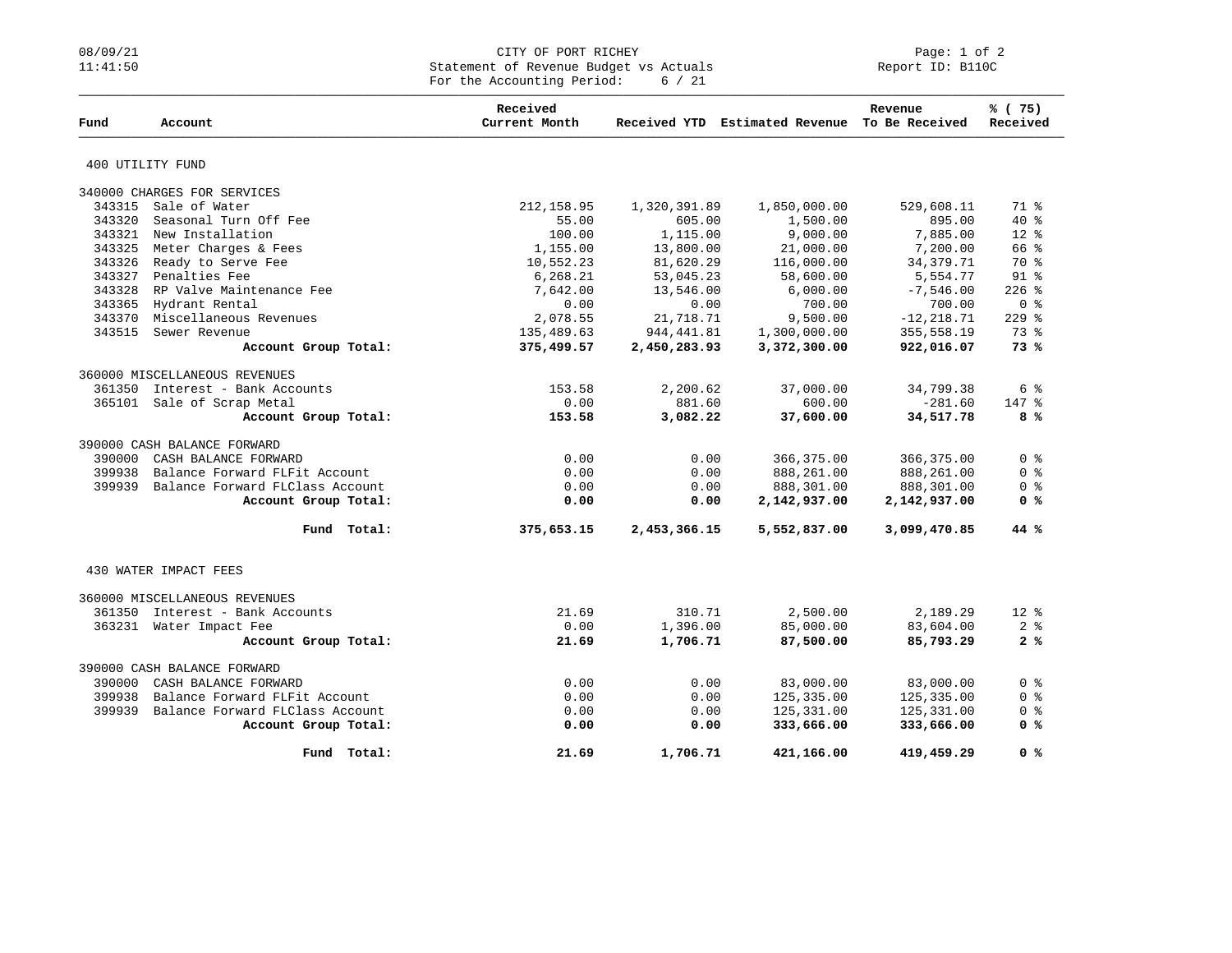# CITY OF PORT RICHEY

## Statement of Revenue Budget vs Actuals

For the Accounting Period: 6 / 21

08/09/21 11:41:50 — Report ID: B110C

| Fund | Account | Received Current Month | Received YTD | Estimated Revenue | Revenue To Be Received | % ( 75) Received |
|---|---|---|---|---|---|---|
| **400 UTILITY FUND** | | | | | | |
| 340000 CHARGES FOR SERVICES | | | | | | |
| 343315 | Sale of Water | 212,158.95 | 1,320,391.89 | 1,850,000.00 | 529,608.11 | 71 % |
| 343320 | Seasonal Turn Off Fee | 55.00 | 605.00 | 1,500.00 | 895.00 | 40 % |
| 343321 | New Installation | 100.00 | 1,115.00 | 9,000.00 | 7,885.00 | 12 % |
| 343325 | Meter Charges & Fees | 1,155.00 | 13,800.00 | 21,000.00 | 7,200.00 | 66 % |
| 343326 | Ready to Serve Fee | 10,552.23 | 81,620.29 | 116,000.00 | 34,379.71 | 70 % |
| 343327 | Penalties Fee | 6,268.21 | 53,045.23 | 58,600.00 | 5,554.77 | 91 % |
| 343328 | RP Valve Maintenance Fee | 7,642.00 | 13,546.00 | 6,000.00 | -7,546.00 | 226 % |
| 343365 | Hydrant Rental | 0.00 | 0.00 | 700.00 | 700.00 | 0 % |
| 343370 | Miscellaneous Revenues | 2,078.55 | 21,718.71 | 9,500.00 | -12,218.71 | 229 % |
| 343515 | Sewer Revenue | 135,489.63 | 944,441.81 | 1,300,000.00 | 355,558.19 | 73 % |
| | **Account Group Total:** | **375,499.57** | **2,450,283.93** | **3,372,300.00** | **922,016.07** | **73 %** |
| 360000 MISCELLANEOUS REVENUES | | | | | | |
| 361350 | Interest - Bank Accounts | 153.58 | 2,200.62 | 37,000.00 | 34,799.38 | 6 % |
| 365101 | Sale of Scrap Metal | 0.00 | 881.60 | 600.00 | -281.60 | 147 % |
| | **Account Group Total:** | **153.58** | **3,082.22** | **37,600.00** | **34,517.78** | **8 %** |
| 390000 CASH BALANCE FORWARD | | | | | | |
| 390000 | CASH BALANCE FORWARD | 0.00 | 0.00 | 366,375.00 | 366,375.00 | 0 % |
| 399938 | Balance Forward FLFit Account | 0.00 | 0.00 | 888,261.00 | 888,261.00 | 0 % |
| 399939 | Balance Forward FLClass Account | 0.00 | 0.00 | 888,301.00 | 888,301.00 | 0 % |
| | **Account Group Total:** | **0.00** | **0.00** | **2,142,937.00** | **2,142,937.00** | **0 %** |
| | **Fund Total:** | **375,653.15** | **2,453,366.15** | **5,552,837.00** | **3,099,470.85** | **44 %** |
| **430 WATER IMPACT FEES** | | | | | | |
| 360000 MISCELLANEOUS REVENUES | | | | | | |
| 361350 | Interest - Bank Accounts | 21.69 | 310.71 | 2,500.00 | 2,189.29 | 12 % |
| 363231 | Water Impact Fee | 0.00 | 1,396.00 | 85,000.00 | 83,604.00 | 2 % |
| | **Account Group Total:** | **21.69** | **1,706.71** | **87,500.00** | **85,793.29** | **2 %** |
| 390000 CASH BALANCE FORWARD | | | | | | |
| 390000 | CASH BALANCE FORWARD | 0.00 | 0.00 | 83,000.00 | 83,000.00 | 0 % |
| 399938 | Balance Forward FLFit Account | 0.00 | 0.00 | 125,335.00 | 125,335.00 | 0 % |
| 399939 | Balance Forward FLClass Account | 0.00 | 0.00 | 125,331.00 | 125,331.00 | 0 % |
| | **Account Group Total:** | **0.00** | **0.00** | **333,666.00** | **333,666.00** | **0 %** |
| | **Fund Total:** | **21.69** | **1,706.71** | **421,166.00** | **419,459.29** | **0 %** |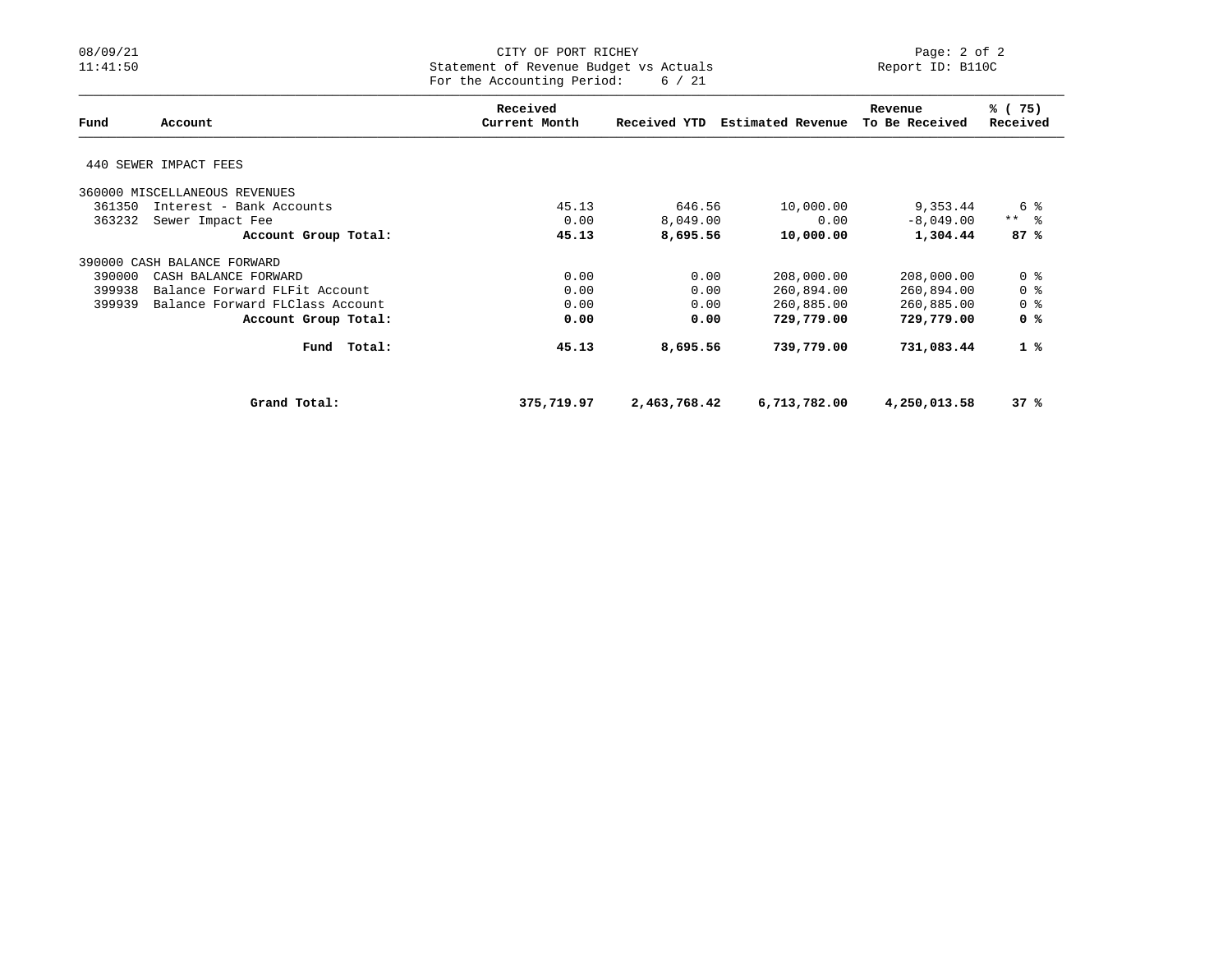CITY OF PORT RICHEY
Statement of Revenue Budget vs Actuals
For the Accounting Period: 6 / 21

Report ID: B110C

| Fund | Account | Received Current Month | Received YTD | Estimated Revenue | Revenue To Be Received | % ( 75) Received |
|---|---|---|---|---|---|---|
| 440 SEWER IMPACT FEES | | | | | | |
| 360000 MISCELLANEOUS REVENUES | | | | | | |
| 361350 | Interest - Bank Accounts | 45.13 | 646.56 | 10,000.00 | 9,353.44 | 6 % |
| 363232 | Sewer Impact Fee | 0.00 | 8,049.00 | 0.00 | -8,049.00 | ** % |
| | **Account Group Total:** | **45.13** | **8,695.56** | **10,000.00** | **1,304.44** | **87 %** |
| 390000 CASH BALANCE FORWARD | | | | | | |
| 390000 | CASH BALANCE FORWARD | 0.00 | 0.00 | 208,000.00 | 208,000.00 | 0 % |
| 399938 | Balance Forward FLFit Account | 0.00 | 0.00 | 260,894.00 | 260,894.00 | 0 % |
| 399939 | Balance Forward FLClass Account | 0.00 | 0.00 | 260,885.00 | 260,885.00 | 0 % |
| | **Account Group Total:** | **0.00** | **0.00** | **729,779.00** | **729,779.00** | **0 %** |
| | **Fund Total:** | **45.13** | **8,695.56** | **739,779.00** | **731,083.44** | **1 %** |
| | **Grand Total:** | **375,719.97** | **2,463,768.42** | **6,713,782.00** | **4,250,013.58** | **37 %** |